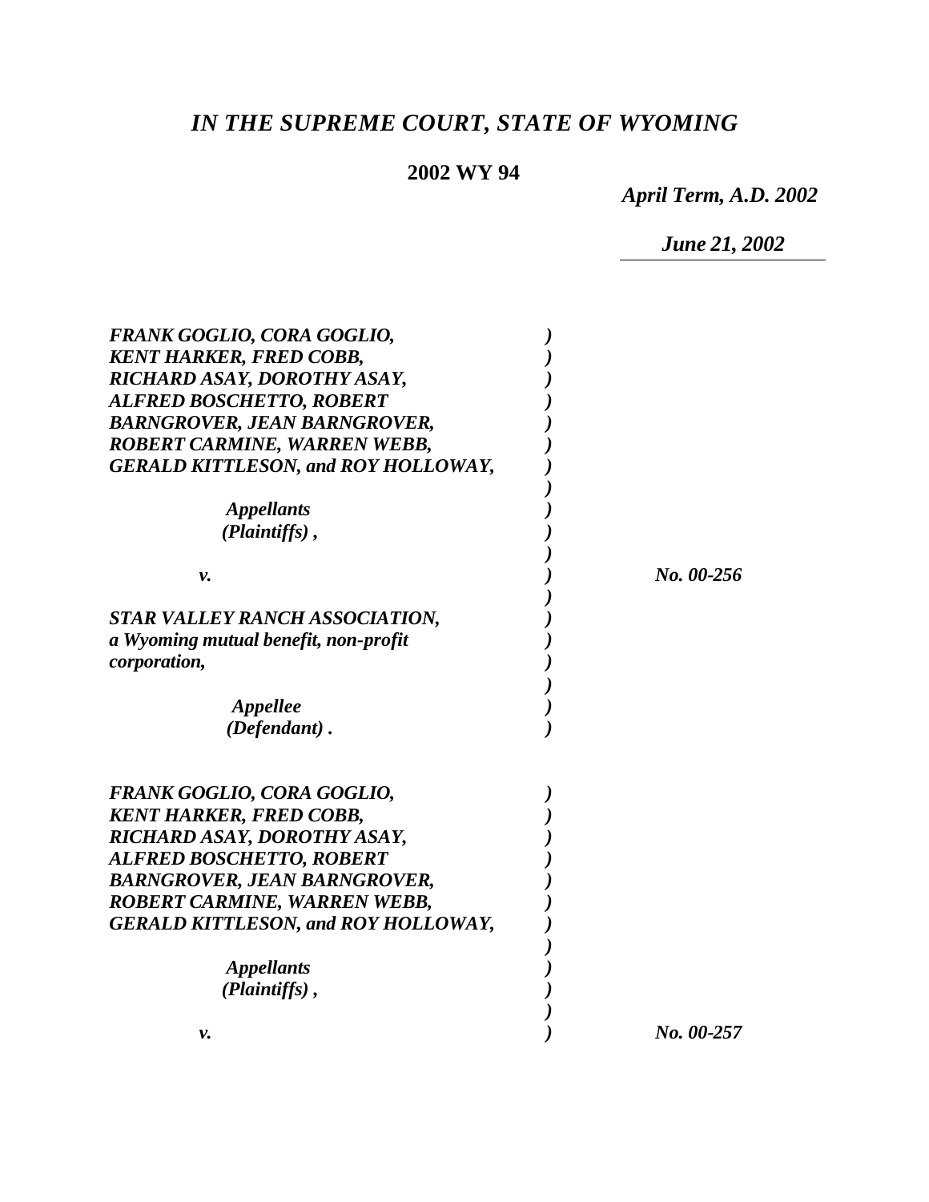# *IN THE SUPREME COURT, STATE OF WYOMING*

**2002 WY 94**

***April Term, A.D. 2002***

***June 21, 2002***

***FRANK GOGLIO, CORA GOGLIO, KENT HARKER, FRED COBB, RICHARD ASAY, DOROTHY ASAY, ALFRED BOSCHETTO, ROBERT BARNGROVER, JEAN BARNGROVER, ROBERT CARMINE, WARREN WEBB, GERALD KITTLESON, and ROY HOLLOWAY,***

***Appellants (Plaintiffs),***

***v.*** ***No. 00-256***

***STAR VALLEY RANCH ASSOCIATION, a Wyoming mutual benefit, non-profit corporation,***

***Appellee (Defendant).***

***FRANK GOGLIO, CORA GOGLIO, KENT HARKER, FRED COBB, RICHARD ASAY, DOROTHY ASAY, ALFRED BOSCHETTO, ROBERT BARNGROVER, JEAN BARNGROVER, ROBERT CARMINE, WARREN WEBB, GERALD KITTLESON, and ROY HOLLOWAY,***

***Appellants (Plaintiffs),***

***v.*** ***No. 00-257***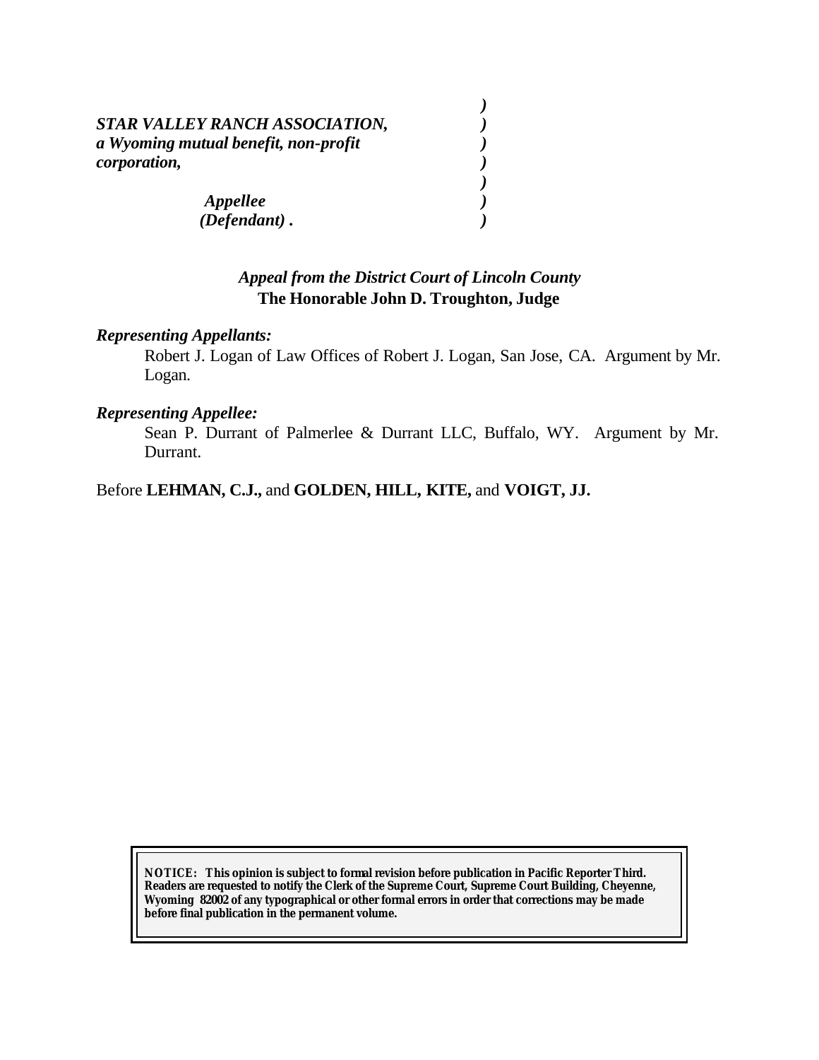***STAR VALLEY RANCH ASSOCIATION, a Wyoming mutual benefit, non-profit corporation,***

***Appellee (Defendant).***

*Appeal from the District Court of Lincoln County*
**The Honorable John D. Troughton, Judge**

***Representing Appellants:***

Robert J. Logan of Law Offices of Robert J. Logan, San Jose, CA. Argument by Mr. Logan.

***Representing Appellee:***

Sean P. Durrant of Palmerlee & Durrant LLC, Buffalo, WY. Argument by Mr. Durrant.

Before **LEHMAN, C.J.,** and **GOLDEN, HILL, KITE,** and **VOIGT, JJ.**

**NOTICE: This opinion is subject to formal revision before publication in Pacific Reporter Third. Readers are requested to notify the Clerk of the Supreme Court, Supreme Court Building, Cheyenne, Wyoming 82002 of any typographical or other formal errors in order that corrections may be made before final publication in the permanent volume.**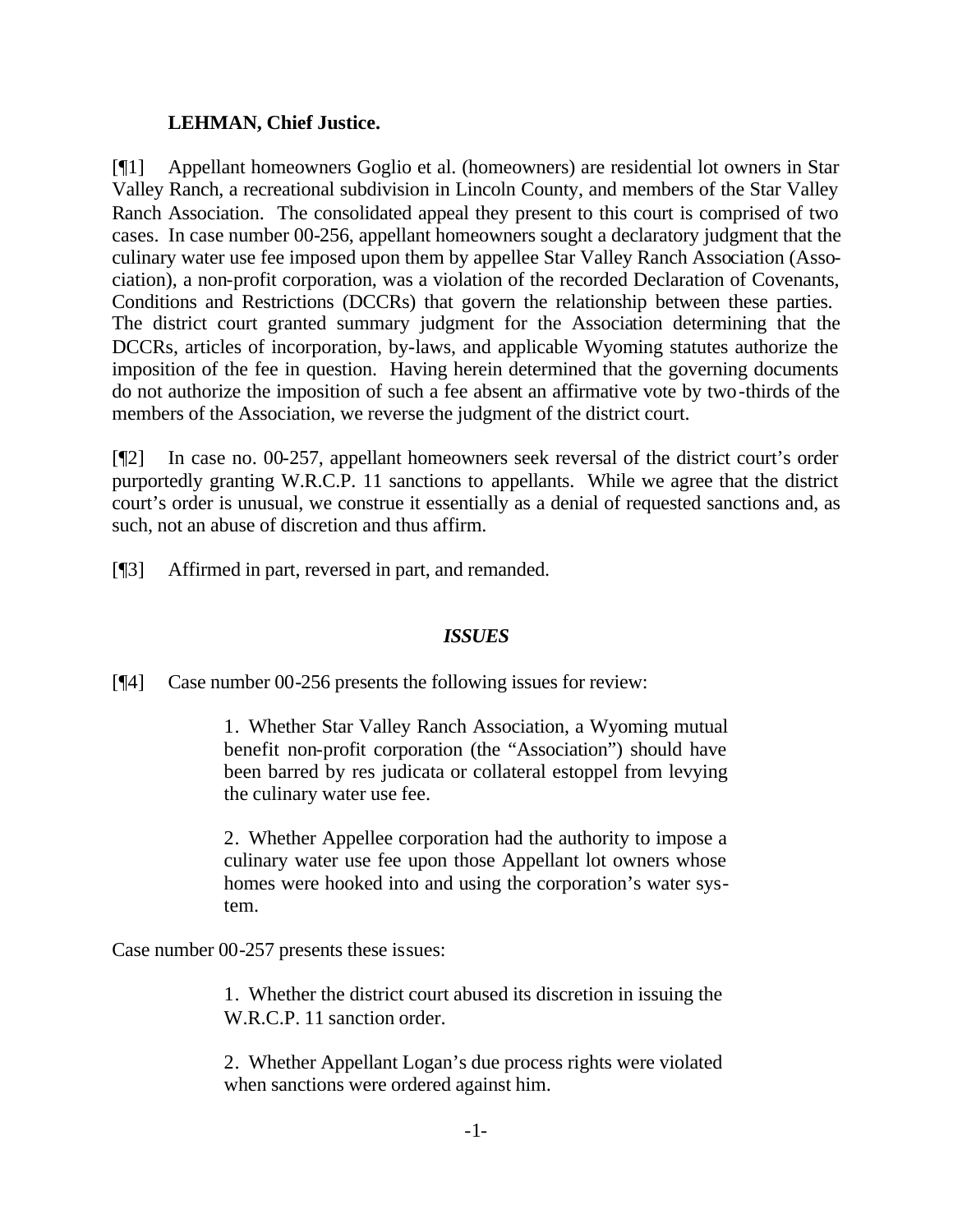**LEHMAN, Chief Justice.**

[¶1] Appellant homeowners Goglio et al. (homeowners) are residential lot owners in Star Valley Ranch, a recreational subdivision in Lincoln County, and members of the Star Valley Ranch Association. The consolidated appeal they present to this court is comprised of two cases. In case number 00-256, appellant homeowners sought a declaratory judgment that the culinary water use fee imposed upon them by appellee Star Valley Ranch Association (Association), a non-profit corporation, was a violation of the recorded Declaration of Covenants, Conditions and Restrictions (DCCRs) that govern the relationship between these parties. The district court granted summary judgment for the Association determining that the DCCRs, articles of incorporation, by-laws, and applicable Wyoming statutes authorize the imposition of the fee in question. Having herein determined that the governing documents do not authorize the imposition of such a fee absent an affirmative vote by two-thirds of the members of the Association, we reverse the judgment of the district court.

[¶2] In case no. 00-257, appellant homeowners seek reversal of the district court's order purportedly granting W.R.C.P. 11 sanctions to appellants. While we agree that the district court's order is unusual, we construe it essentially as a denial of requested sanctions and, as such, not an abuse of discretion and thus affirm.

[¶3] Affirmed in part, reversed in part, and remanded.

## *ISSUES*

[¶4] Case number 00-256 presents the following issues for review:

> 1. Whether Star Valley Ranch Association, a Wyoming mutual benefit non-profit corporation (the "Association") should have been barred by res judicata or collateral estoppel from levying the culinary water use fee.
>
> 2. Whether Appellee corporation had the authority to impose a culinary water use fee upon those Appellant lot owners whose homes were hooked into and using the corporation's water system.

Case number 00-257 presents these issues:

> 1. Whether the district court abused its discretion in issuing the W.R.C.P. 11 sanction order.
>
> 2. Whether Appellant Logan's due process rights were violated when sanctions were ordered against him.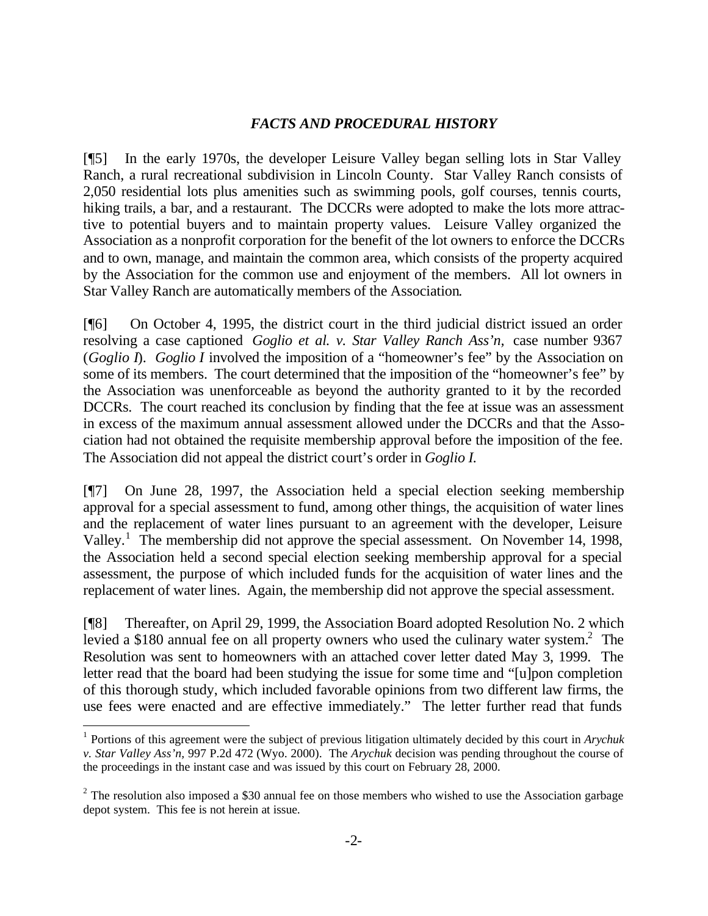## *FACTS AND PROCEDURAL HISTORY*

[¶5] In the early 1970s, the developer Leisure Valley began selling lots in Star Valley Ranch, a rural recreational subdivision in Lincoln County. Star Valley Ranch consists of 2,050 residential lots plus amenities such as swimming pools, golf courses, tennis courts, hiking trails, a bar, and a restaurant. The DCCRs were adopted to make the lots more attractive to potential buyers and to maintain property values. Leisure Valley organized the Association as a nonprofit corporation for the benefit of the lot owners to enforce the DCCRs and to own, manage, and maintain the common area, which consists of the property acquired by the Association for the common use and enjoyment of the members. All lot owners in Star Valley Ranch are automatically members of the Association.

[¶6] On October 4, 1995, the district court in the third judicial district issued an order resolving a case captioned *Goglio et al. v. Star Valley Ranch Ass'n,* case number 9367 (*Goglio I*). *Goglio I* involved the imposition of a "homeowner's fee" by the Association on some of its members. The court determined that the imposition of the "homeowner's fee" by the Association was unenforceable as beyond the authority granted to it by the recorded DCCRs. The court reached its conclusion by finding that the fee at issue was an assessment in excess of the maximum annual assessment allowed under the DCCRs and that the Association had not obtained the requisite membership approval before the imposition of the fee. The Association did not appeal the district court's order in *Goglio I.*

[¶7] On June 28, 1997, the Association held a special election seeking membership approval for a special assessment to fund, among other things, the acquisition of water lines and the replacement of water lines pursuant to an agreement with the developer, Leisure Valley.[1] The membership did not approve the special assessment. On November 14, 1998, the Association held a second special election seeking membership approval for a special assessment, the purpose of which included funds for the acquisition of water lines and the replacement of water lines. Again, the membership did not approve the special assessment.

[¶8] Thereafter, on April 29, 1999, the Association Board adopted Resolution No. 2 which levied a $180 annual fee on all property owners who used the culinary water system.[2] The Resolution was sent to homeowners with an attached cover letter dated May 3, 1999. The letter read that the board had been studying the issue for some time and "[u]pon completion of this thorough study, which included favorable opinions from two different law firms, the use fees were enacted and are effective immediately." The letter further read that funds

---

[1] Portions of this agreement were the subject of previous litigation ultimately decided by this court in *Arychuk v. Star Valley Ass'n,* 997 P.2d 472 (Wyo. 2000). The *Arychuk* decision was pending throughout the course of the proceedings in the instant case and was issued by this court on February 28, 2000.

[2] The resolution also imposed a $30 annual fee on those members who wished to use the Association garbage depot system. This fee is not herein at issue.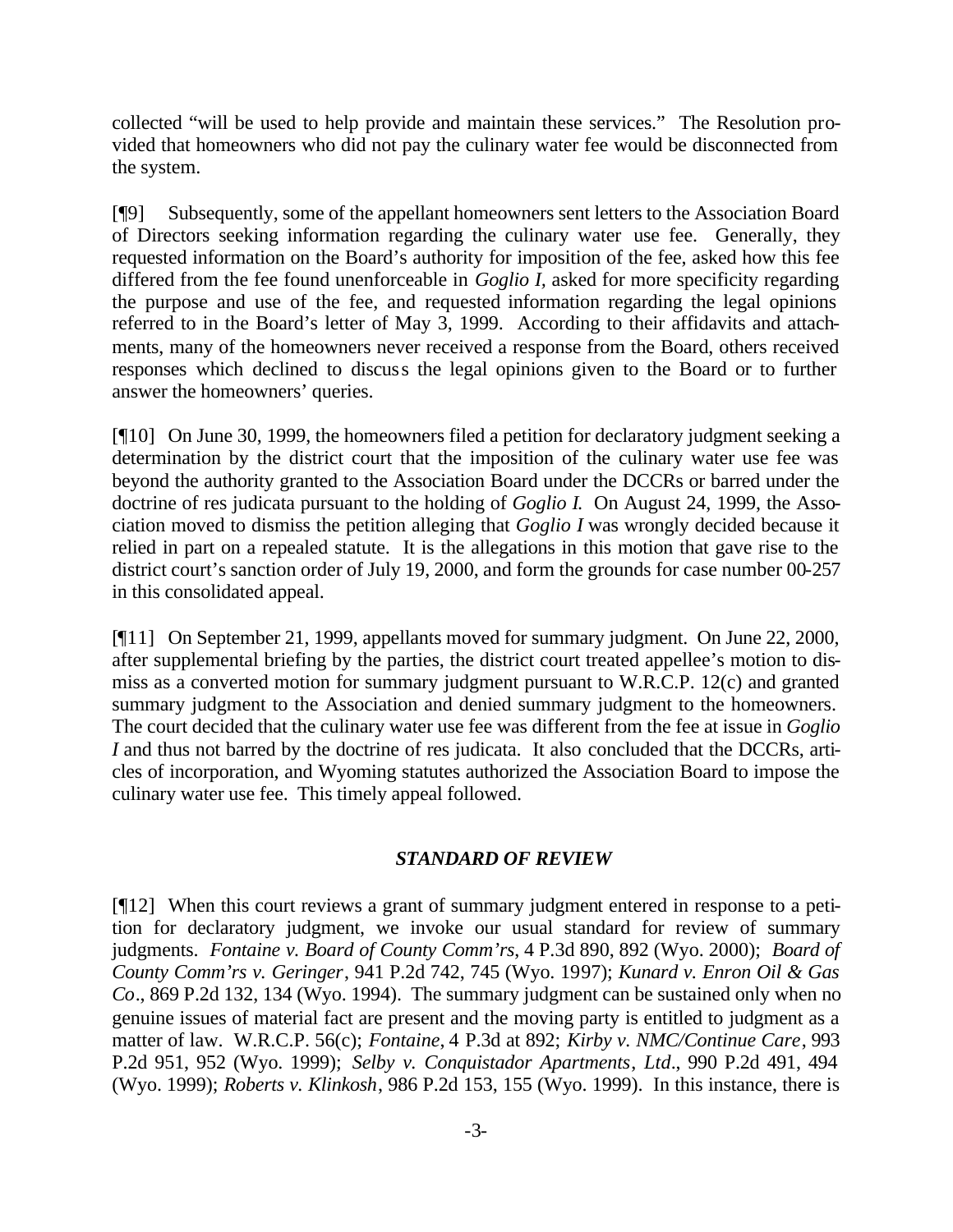collected "will be used to help provide and maintain these services." The Resolution provided that homeowners who did not pay the culinary water fee would be disconnected from the system.

[¶9] Subsequently, some of the appellant homeowners sent letters to the Association Board of Directors seeking information regarding the culinary water use fee. Generally, they requested information on the Board's authority for imposition of the fee, asked how this fee differed from the fee found unenforceable in *Goglio I*, asked for more specificity regarding the purpose and use of the fee, and requested information regarding the legal opinions referred to in the Board's letter of May 3, 1999. According to their affidavits and attachments, many of the homeowners never received a response from the Board, others received responses which declined to discuss the legal opinions given to the Board or to further answer the homeowners' queries.

[¶10] On June 30, 1999, the homeowners filed a petition for declaratory judgment seeking a determination by the district court that the imposition of the culinary water use fee was beyond the authority granted to the Association Board under the DCCRs or barred under the doctrine of res judicata pursuant to the holding of *Goglio I.* On August 24, 1999, the Association moved to dismiss the petition alleging that *Goglio I* was wrongly decided because it relied in part on a repealed statute. It is the allegations in this motion that gave rise to the district court's sanction order of July 19, 2000, and form the grounds for case number 00-257 in this consolidated appeal.

[¶11] On September 21, 1999, appellants moved for summary judgment. On June 22, 2000, after supplemental briefing by the parties, the district court treated appellee's motion to dismiss as a converted motion for summary judgment pursuant to W.R.C.P. 12(c) and granted summary judgment to the Association and denied summary judgment to the homeowners. The court decided that the culinary water use fee was different from the fee at issue in *Goglio I* and thus not barred by the doctrine of res judicata. It also concluded that the DCCRs, articles of incorporation, and Wyoming statutes authorized the Association Board to impose the culinary water use fee. This timely appeal followed.

## *STANDARD OF REVIEW*

[¶12] When this court reviews a grant of summary judgment entered in response to a petition for declaratory judgment, we invoke our usual standard for review of summary judgments. *Fontaine v. Board of County Comm'rs*, 4 P.3d 890, 892 (Wyo. 2000); *Board of County Comm'rs v. Geringer*, 941 P.2d 742, 745 (Wyo. 1997); *Kunard v. Enron Oil & Gas Co*., 869 P.2d 132, 134 (Wyo. 1994). The summary judgment can be sustained only when no genuine issues of material fact are present and the moving party is entitled to judgment as a matter of law. W.R.C.P. 56(c); *Fontaine*, 4 P.3d at 892; *Kirby v. NMC/Continue Care*, 993 P.2d 951, 952 (Wyo. 1999); *Selby v. Conquistador Apartments, Ltd*., 990 P.2d 491, 494 (Wyo. 1999); *Roberts v. Klinkosh*, 986 P.2d 153, 155 (Wyo. 1999). In this instance, there is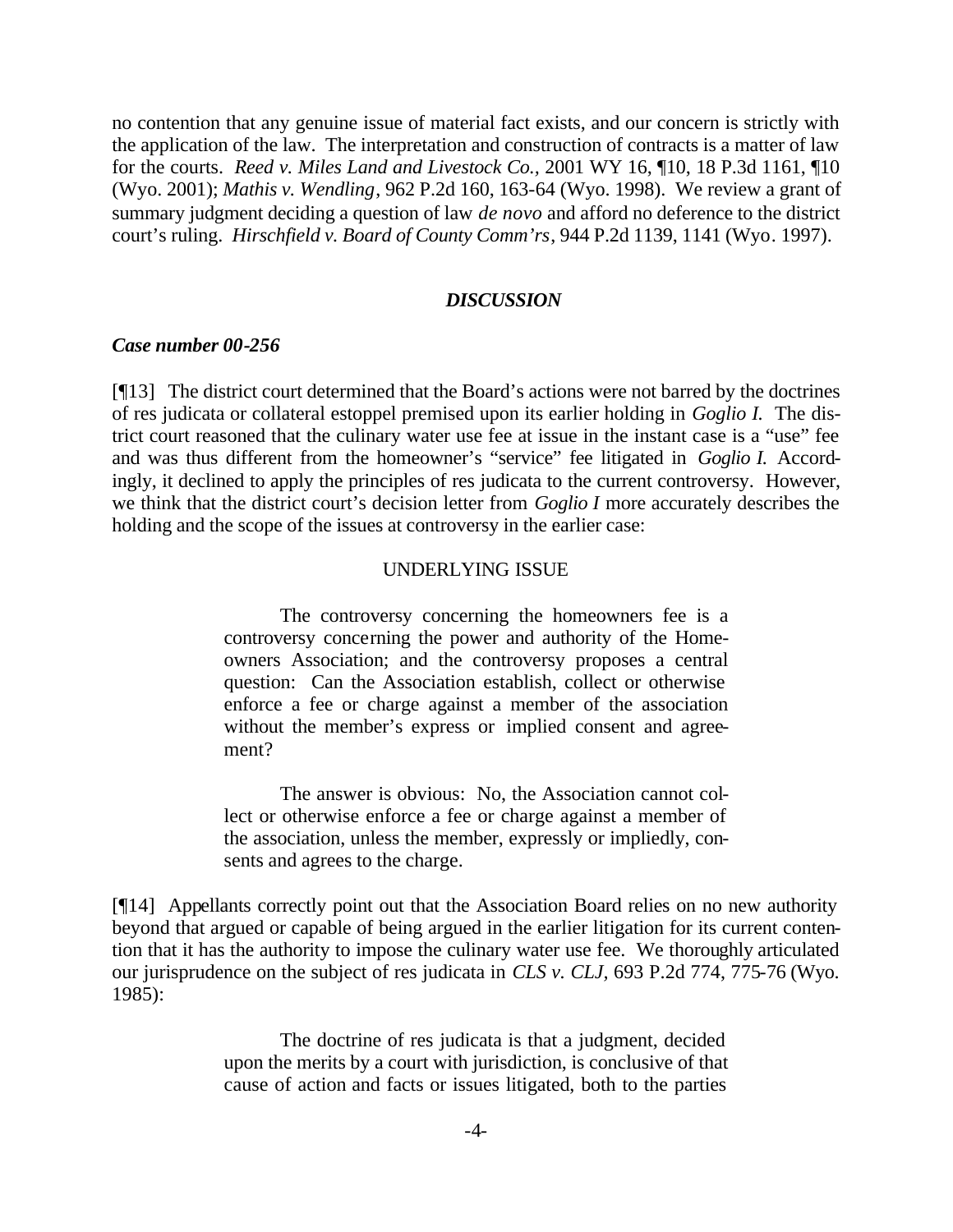no contention that any genuine issue of material fact exists, and our concern is strictly with the application of the law. The interpretation and construction of contracts is a matter of law for the courts. *Reed v. Miles Land and Livestock Co.,* 2001 WY 16, ¶10, 18 P.3d 1161, ¶10 (Wyo. 2001); *Mathis v. Wendling*, 962 P.2d 160, 163-64 (Wyo. 1998). We review a grant of summary judgment deciding a question of law *de novo* and afford no deference to the district court's ruling. *Hirschfield v. Board of County Comm'rs*, 944 P.2d 1139, 1141 (Wyo. 1997).

## *DISCUSSION*

### *Case number 00-256*

[¶13] The district court determined that the Board's actions were not barred by the doctrines of res judicata or collateral estoppel premised upon its earlier holding in *Goglio I.* The district court reasoned that the culinary water use fee at issue in the instant case is a "use" fee and was thus different from the homeowner's "service" fee litigated in *Goglio I.* Accordingly, it declined to apply the principles of res judicata to the current controversy. However, we think that the district court's decision letter from *Goglio I* more accurately describes the holding and the scope of the issues at controversy in the earlier case:

> UNDERLYING ISSUE
>
> The controversy concerning the homeowners fee is a controversy concerning the power and authority of the Homeowners Association; and the controversy proposes a central question: Can the Association establish, collect or otherwise enforce a fee or charge against a member of the association without the member's express or implied consent and agreement?
>
> The answer is obvious: No, the Association cannot collect or otherwise enforce a fee or charge against a member of the association, unless the member, expressly or impliedly, consents and agrees to the charge.

[¶14] Appellants correctly point out that the Association Board relies on no new authority beyond that argued or capable of being argued in the earlier litigation for its current contention that it has the authority to impose the culinary water use fee. We thoroughly articulated our jurisprudence on the subject of res judicata in *CLS v. CLJ,* 693 P.2d 774, 775-76 (Wyo. 1985):

> The doctrine of res judicata is that a judgment, decided upon the merits by a court with jurisdiction, is conclusive of that cause of action and facts or issues litigated, both to the parties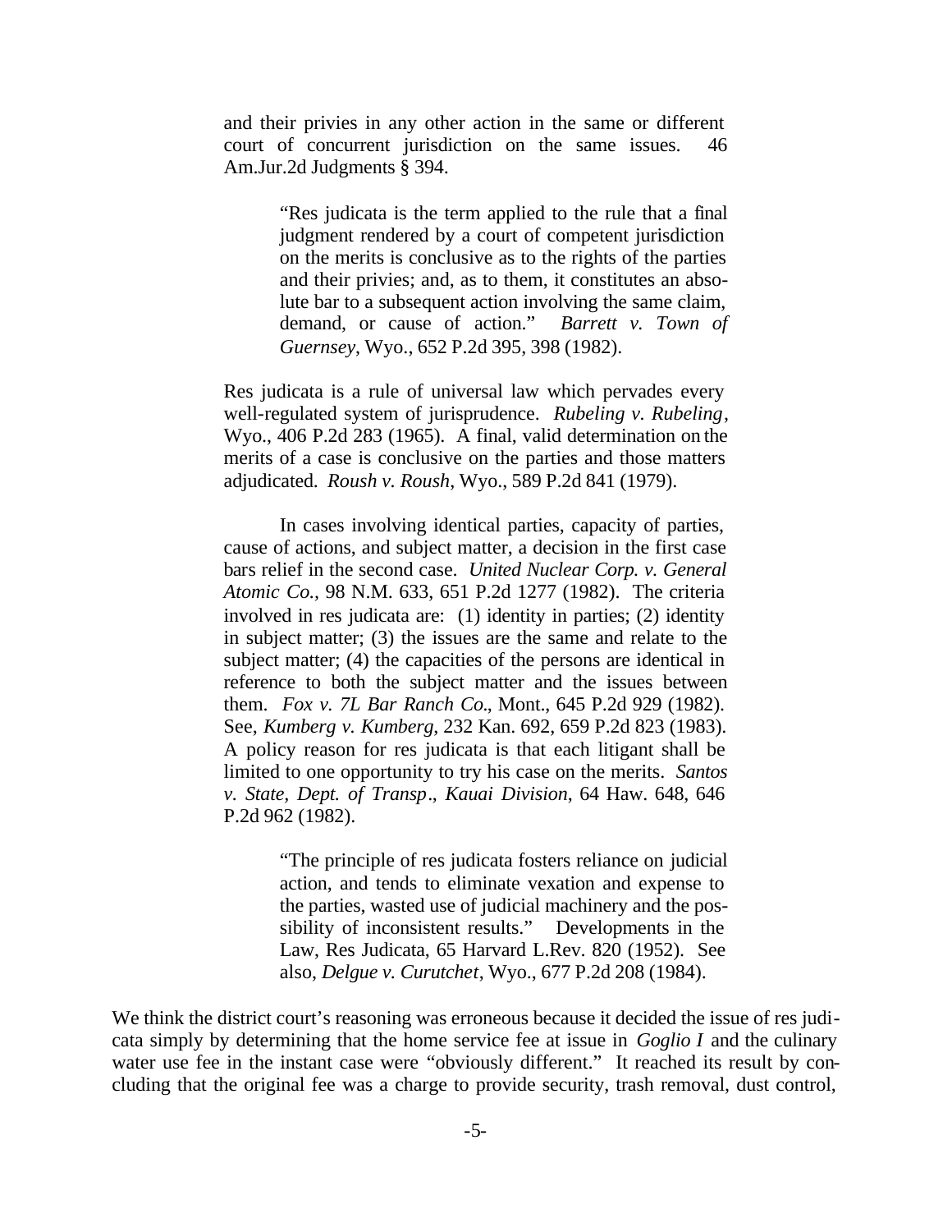and their privies in any other action in the same or different court of concurrent jurisdiction on the same issues. 46 Am.Jur.2d Judgments § 394.

> "Res judicata is the term applied to the rule that a final judgment rendered by a court of competent jurisdiction on the merits is conclusive as to the rights of the parties and their privies; and, as to them, it constitutes an absolute bar to a subsequent action involving the same claim, demand, or cause of action." *Barrett v. Town of Guernsey*, Wyo., 652 P.2d 395, 398 (1982).

Res judicata is a rule of universal law which pervades every well-regulated system of jurisprudence. *Rubeling v. Rubeling*, Wyo., 406 P.2d 283 (1965). A final, valid determination on the merits of a case is conclusive on the parties and those matters adjudicated. *Roush v. Roush*, Wyo., 589 P.2d 841 (1979).

In cases involving identical parties, capacity of parties, cause of actions, and subject matter, a decision in the first case bars relief in the second case. *United Nuclear Corp. v. General Atomic Co.,* 98 N.M. 633, 651 P.2d 1277 (1982). The criteria involved in res judicata are: (1) identity in parties; (2) identity in subject matter; (3) the issues are the same and relate to the subject matter; (4) the capacities of the persons are identical in reference to both the subject matter and the issues between them. *Fox v. 7L Bar Ranch Co.*, Mont., 645 P.2d 929 (1982). See, *Kumberg v. Kumberg*, 232 Kan. 692, 659 P.2d 823 (1983). A policy reason for res judicata is that each litigant shall be limited to one opportunity to try his case on the merits. *Santos v. State, Dept. of Transp., Kauai Division*, 64 Haw. 648, 646 P.2d 962 (1982).

> "The principle of res judicata fosters reliance on judicial action, and tends to eliminate vexation and expense to the parties, wasted use of judicial machinery and the possibility of inconsistent results." Developments in the Law, Res Judicata, 65 Harvard L.Rev. 820 (1952). See also, *Delgue v. Curutchet*, Wyo., 677 P.2d 208 (1984).

We think the district court's reasoning was erroneous because it decided the issue of res judicata simply by determining that the home service fee at issue in *Goglio I* and the culinary water use fee in the instant case were "obviously different." It reached its result by concluding that the original fee was a charge to provide security, trash removal, dust control,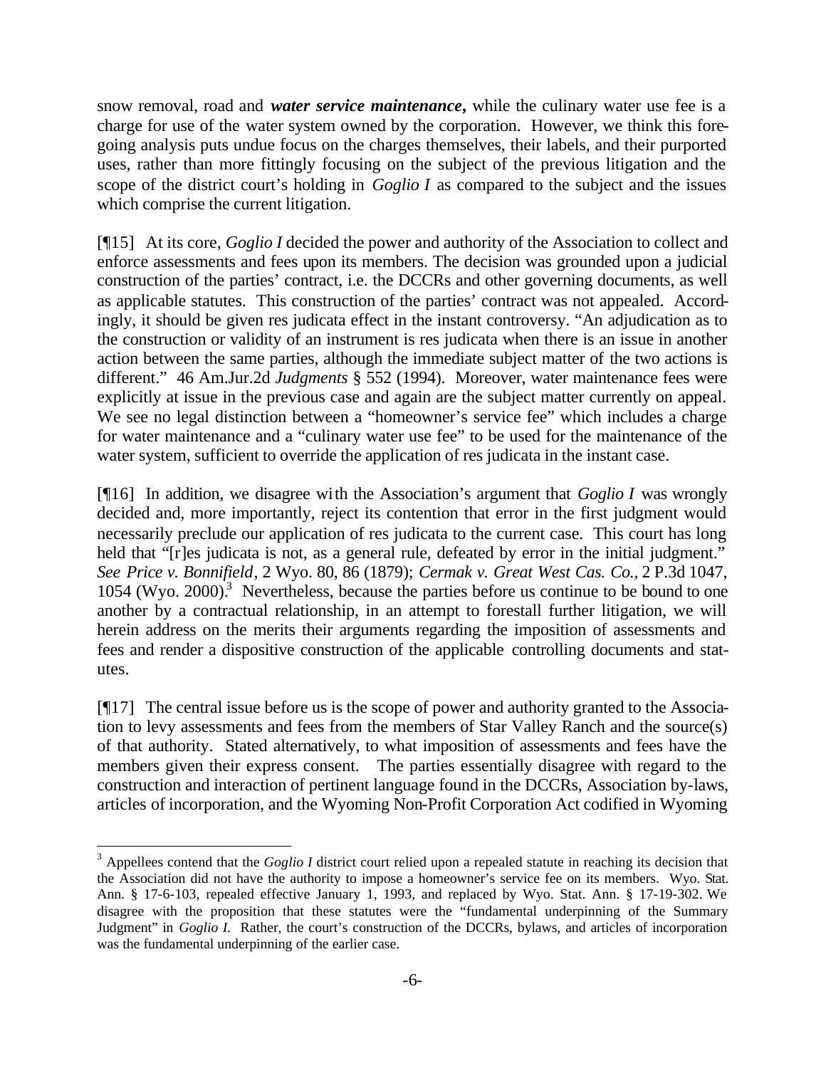snow removal, road and ***water service maintenance***, while the culinary water use fee is a charge for use of the water system owned by the corporation. However, we think this foregoing analysis puts undue focus on the charges themselves, their labels, and their purported uses, rather than more fittingly focusing on the subject of the previous litigation and the scope of the district court's holding in *Goglio I* as compared to the subject and the issues which comprise the current litigation.

[¶15] At its core, *Goglio I* decided the power and authority of the Association to collect and enforce assessments and fees upon its members. The decision was grounded upon a judicial construction of the parties' contract, i.e. the DCCRs and other governing documents, as well as applicable statutes. This construction of the parties' contract was not appealed. Accordingly, it should be given res judicata effect in the instant controversy. "An adjudication as to the construction or validity of an instrument is res judicata when there is an issue in another action between the same parties, although the immediate subject matter of the two actions is different." 46 Am.Jur.2d *Judgments* § 552 (1994). Moreover, water maintenance fees were explicitly at issue in the previous case and again are the subject matter currently on appeal. We see no legal distinction between a "homeowner's service fee" which includes a charge for water maintenance and a "culinary water use fee" to be used for the maintenance of the water system, sufficient to override the application of res judicata in the instant case.

[¶16] In addition, we disagree with the Association's argument that *Goglio I* was wrongly decided and, more importantly, reject its contention that error in the first judgment would necessarily preclude our application of res judicata to the current case. This court has long held that "[r]es judicata is not, as a general rule, defeated by error in the initial judgment." *See Price v. Bonnifield*, 2 Wyo. 80, 86 (1879); *Cermak v. Great West Cas. Co.*, 2 P.3d 1047, 1054 (Wyo. 2000).[3] Nevertheless, because the parties before us continue to be bound to one another by a contractual relationship, in an attempt to forestall further litigation, we will herein address on the merits their arguments regarding the imposition of assessments and fees and render a dispositive construction of the applicable controlling documents and statutes.

[¶17] The central issue before us is the scope of power and authority granted to the Association to levy assessments and fees from the members of Star Valley Ranch and the source(s) of that authority. Stated alternatively, to what imposition of assessments and fees have the members given their express consent. The parties essentially disagree with regard to the construction and interaction of pertinent language found in the DCCRs, Association by-laws, articles of incorporation, and the Wyoming Non-Profit Corporation Act codified in Wyoming

---

[3] Appellees contend that the *Goglio I* district court relied upon a repealed statute in reaching its decision that the Association did not have the authority to impose a homeowner's service fee on its members. Wyo. Stat. Ann. § 17-6-103, repealed effective January 1, 1993, and replaced by Wyo. Stat. Ann. § 17-19-302. We disagree with the proposition that these statutes were the "fundamental underpinning of the Summary Judgment" in *Goglio I*. Rather, the court's construction of the DCCRs, bylaws, and articles of incorporation was the fundamental underpinning of the earlier case.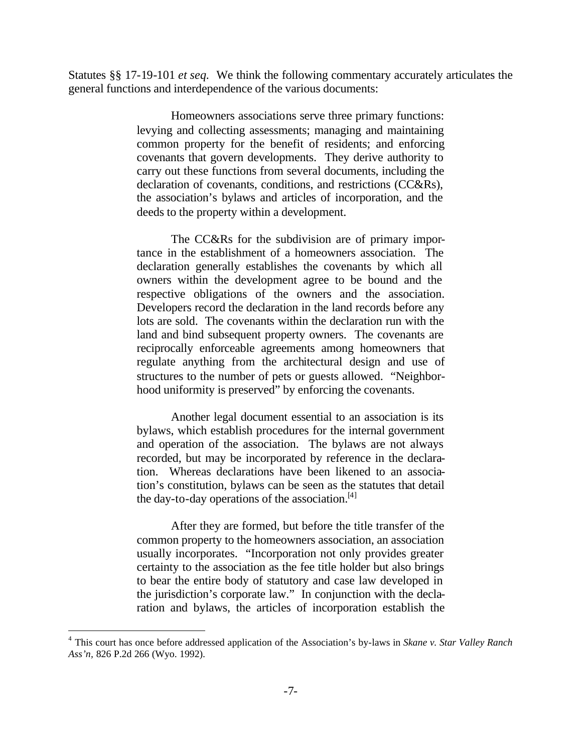Statutes §§ 17-19-101 *et seq.* We think the following commentary accurately articulates the general functions and interdependence of the various documents:

> Homeowners associations serve three primary functions: levying and collecting assessments; managing and maintaining common property for the benefit of residents; and enforcing covenants that govern developments. They derive authority to carry out these functions from several documents, including the declaration of covenants, conditions, and restrictions (CC&Rs), the association's bylaws and articles of incorporation, and the deeds to the property within a development.
>
> The CC&Rs for the subdivision are of primary importance in the establishment of a homeowners association. The declaration generally establishes the covenants by which all owners within the development agree to be bound and the respective obligations of the owners and the association. Developers record the declaration in the land records before any lots are sold. The covenants within the declaration run with the land and bind subsequent property owners. The covenants are reciprocally enforceable agreements among homeowners that regulate anything from the architectural design and use of structures to the number of pets or guests allowed. "Neighborhood uniformity is preserved" by enforcing the covenants.
>
> Another legal document essential to an association is its bylaws, which establish procedures for the internal government and operation of the association. The bylaws are not always recorded, but may be incorporated by reference in the declaration. Whereas declarations have been likened to an association's constitution, bylaws can be seen as the statutes that detail the day-to-day operations of the association.[4]
>
> After they are formed, but before the title transfer of the common property to the homeowners association, an association usually incorporates. "Incorporation not only provides greater certainty to the association as the fee title holder but also brings to bear the entire body of statutory and case law developed in the jurisdiction's corporate law." In conjunction with the declaration and bylaws, the articles of incorporation establish the

[4] This court has once before addressed application of the Association's by-laws in *Skane v. Star Valley Ranch Ass'n*, 826 P.2d 266 (Wyo. 1992).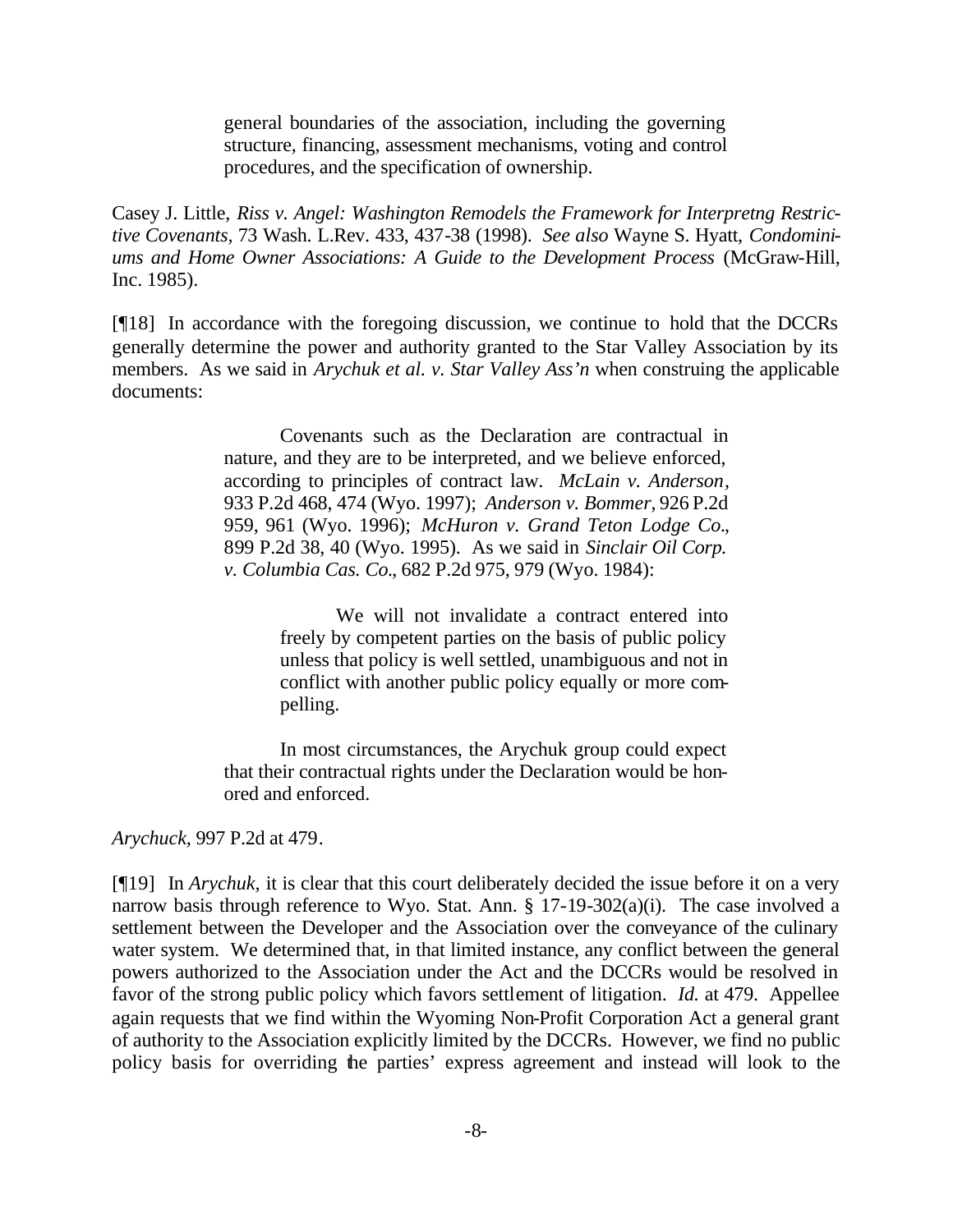> general boundaries of the association, including the governing structure, financing, assessment mechanisms, voting and control procedures, and the specification of ownership.

Casey J. Little, *Riss v. Angel: Washington Remodels the Framework for Interpretng Restrictive Covenants*, 73 Wash. L.Rev. 433, 437-38 (1998). *See also* Wayne S. Hyatt, *Condominiums and Home Owner Associations: A Guide to the Development Process* (McGraw-Hill, Inc. 1985).

[¶18] In accordance with the foregoing discussion, we continue to hold that the DCCRs generally determine the power and authority granted to the Star Valley Association by its members. As we said in *Arychuk et al. v. Star Valley Ass'n* when construing the applicable documents:

> Covenants such as the Declaration are contractual in nature, and they are to be interpreted, and we believe enforced, according to principles of contract law. *McLain v. Anderson*, 933 P.2d 468, 474 (Wyo. 1997); *Anderson v. Bommer*, 926 P.2d 959, 961 (Wyo. 1996); *McHuron v. Grand Teton Lodge Co.*, 899 P.2d 38, 40 (Wyo. 1995). As we said in *Sinclair Oil Corp. v. Columbia Cas. Co.*, 682 P.2d 975, 979 (Wyo. 1984):
>
> > We will not invalidate a contract entered into freely by competent parties on the basis of public policy unless that policy is well settled, unambiguous and not in conflict with another public policy equally or more compelling.
>
> In most circumstances, the Arychuk group could expect that their contractual rights under the Declaration would be honored and enforced.

*Arychuck*, 997 P.2d at 479.

[¶19] In *Arychuk*, it is clear that this court deliberately decided the issue before it on a very narrow basis through reference to Wyo. Stat. Ann. § 17-19-302(a)(i). The case involved a settlement between the Developer and the Association over the conveyance of the culinary water system. We determined that, in that limited instance, any conflict between the general powers authorized to the Association under the Act and the DCCRs would be resolved in favor of the strong public policy which favors settlement of litigation. *Id.* at 479. Appellee again requests that we find within the Wyoming Non-Profit Corporation Act a general grant of authority to the Association explicitly limited by the DCCRs. However, we find no public policy basis for overriding the parties' express agreement and instead will look to the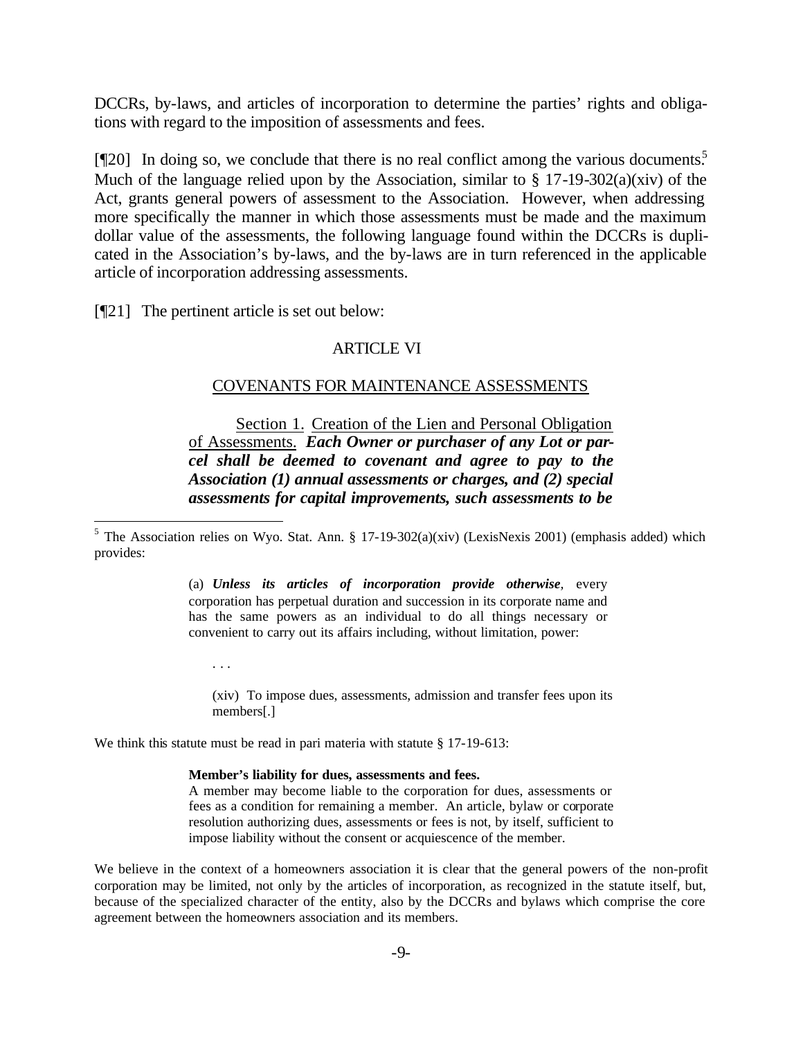DCCRs, by-laws, and articles of incorporation to determine the parties' rights and obligations with regard to the imposition of assessments and fees.

[¶20] In doing so, we conclude that there is no real conflict among the various documents.[5] Much of the language relied upon by the Association, similar to § 17-19-302(a)(xiv) of the Act, grants general powers of assessment to the Association. However, when addressing more specifically the manner in which those assessments must be made and the maximum dollar value of the assessments, the following language found within the DCCRs is duplicated in the Association's by-laws, and the by-laws are in turn referenced in the applicable article of incorporation addressing assessments.

[¶21] The pertinent article is set out below:

> ARTICLE VI
>
> <u>COVENANTS FOR MAINTENANCE ASSESSMENTS</u>
>
> <u>Section 1.</u> <u>Creation of the Lien and Personal Obligation of Assessments.</u> ***Each Owner or purchaser of any Lot or parcel shall be deemed to covenant and agree to pay to the Association (1) annual assessments or charges, and (2) special assessments for capital improvements, such assessments to be***

---

[5] The Association relies on Wyo. Stat. Ann. § 17-19-302(a)(xiv) (LexisNexis 2001) (emphasis added) which provides:

> (a) ***Unless its articles of incorporation provide otherwise***, every corporation has perpetual duration and succession in its corporate name and has the same powers as an individual to do all things necessary or convenient to carry out its affairs including, without limitation, power:
>
> . . .
>
> (xiv) To impose dues, assessments, admission and transfer fees upon its members[.]

We think this statute must be read in pari materia with statute § 17-19-613:

> **Member's liability for dues, assessments and fees.**
> A member may become liable to the corporation for dues, assessments or fees as a condition for remaining a member. An article, bylaw or corporate resolution authorizing dues, assessments or fees is not, by itself, sufficient to impose liability without the consent or acquiescence of the member.

We believe in the context of a homeowners association it is clear that the general powers of the non-profit corporation may be limited, not only by the articles of incorporation, as recognized in the statute itself, but, because of the specialized character of the entity, also by the DCCRs and bylaws which comprise the core agreement between the homeowners association and its members.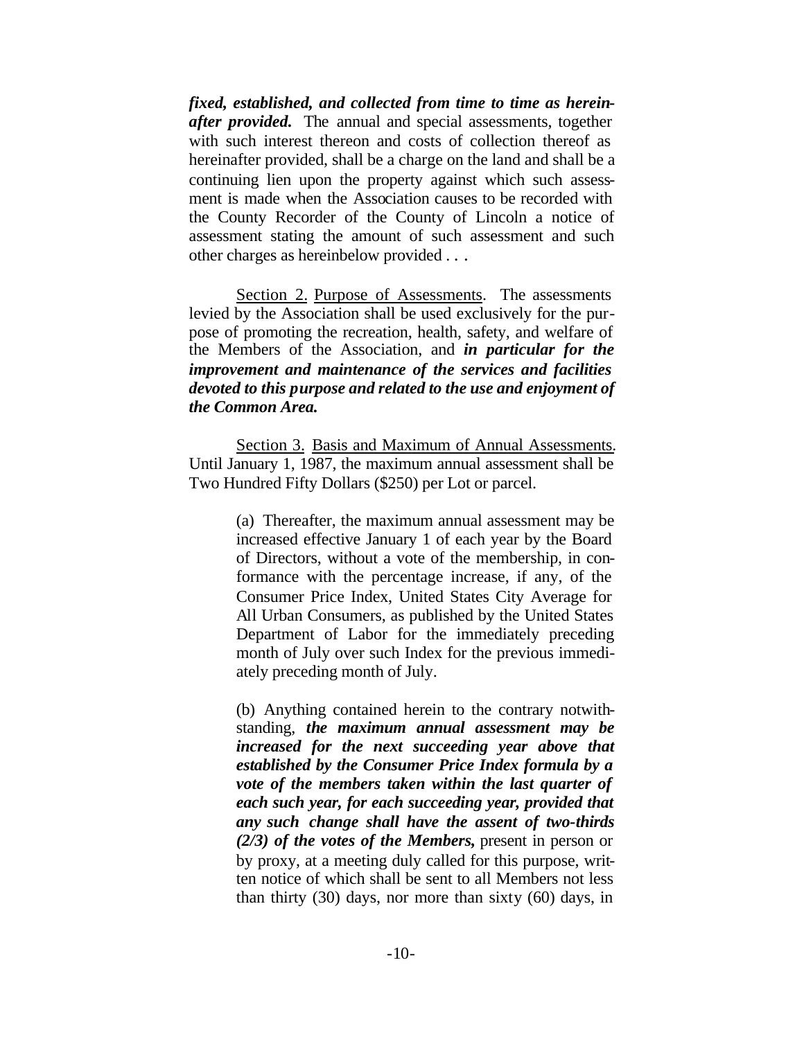***fixed, established, and collected from time to time as hereinafter provided.*** The annual and special assessments, together with such interest thereon and costs of collection thereof as hereinafter provided, shall be a charge on the land and shall be a continuing lien upon the property against which such assessment is made when the Association causes to be recorded with the County Recorder of the County of Lincoln a notice of assessment stating the amount of such assessment and such other charges as hereinbelow provided . . .

Section 2. Purpose of Assessments. The assessments levied by the Association shall be used exclusively for the purpose of promoting the recreation, health, safety, and welfare of the Members of the Association, and ***in particular for the improvement and maintenance of the services and facilities devoted to this purpose and related to the use and enjoyment of the Common Area.***

Section 3. Basis and Maximum of Annual Assessments. Until January 1, 1987, the maximum annual assessment shall be Two Hundred Fifty Dollars ($250) per Lot or parcel.

> (a) Thereafter, the maximum annual assessment may be increased effective January 1 of each year by the Board of Directors, without a vote of the membership, in conformance with the percentage increase, if any, of the Consumer Price Index, United States City Average for All Urban Consumers, as published by the United States Department of Labor for the immediately preceding month of July over such Index for the previous immediately preceding month of July.
>
> (b) Anything contained herein to the contrary notwithstanding, ***the maximum annual assessment may be increased for the next succeeding year above that established by the Consumer Price Index formula by a vote of the members taken within the last quarter of each such year, for each succeeding year, provided that any such change shall have the assent of two-thirds (2/3) of the votes of the Members,*** present in person or by proxy, at a meeting duly called for this purpose, written notice of which shall be sent to all Members not less than thirty (30) days, nor more than sixty (60) days, in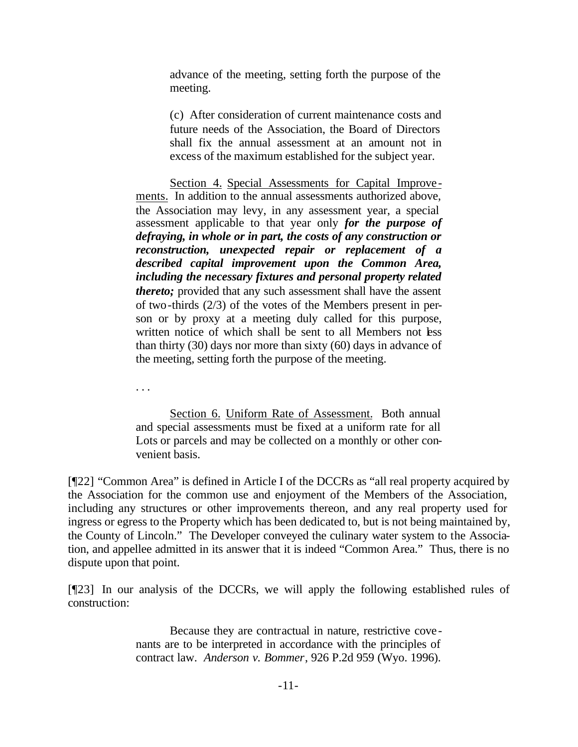> advance of the meeting, setting forth the purpose of the meeting.
>
> (c) After consideration of current maintenance costs and future needs of the Association, the Board of Directors shall fix the annual assessment at an amount not in excess of the maximum established for the subject year.
>
> Section 4. Special Assessments for Capital Improvements. In addition to the annual assessments authorized above, the Association may levy, in any assessment year, a special assessment applicable to that year only ***for the purpose of defraying, in whole or in part, the costs of any construction or reconstruction, unexpected repair or replacement of a described capital improvement upon the Common Area, including the necessary fixtures and personal property related thereto;*** provided that any such assessment shall have the assent of two-thirds (2/3) of the votes of the Members present in person or by proxy at a meeting duly called for this purpose, written notice of which shall be sent to all Members not less than thirty (30) days nor more than sixty (60) days in advance of the meeting, setting forth the purpose of the meeting.
>
> . . .
>
> Section 6. Uniform Rate of Assessment. Both annual and special assessments must be fixed at a uniform rate for all Lots or parcels and may be collected on a monthly or other convenient basis.

[¶22] "Common Area" is defined in Article I of the DCCRs as "all real property acquired by the Association for the common use and enjoyment of the Members of the Association, including any structures or other improvements thereon, and any real property used for ingress or egress to the Property which has been dedicated to, but is not being maintained by, the County of Lincoln." The Developer conveyed the culinary water system to the Association, and appellee admitted in its answer that it is indeed "Common Area." Thus, there is no dispute upon that point.

[¶23] In our analysis of the DCCRs, we will apply the following established rules of construction:

> Because they are contractual in nature, restrictive covenants are to be interpreted in accordance with the principles of contract law. *Anderson v. Bommer*, 926 P.2d 959 (Wyo. 1996).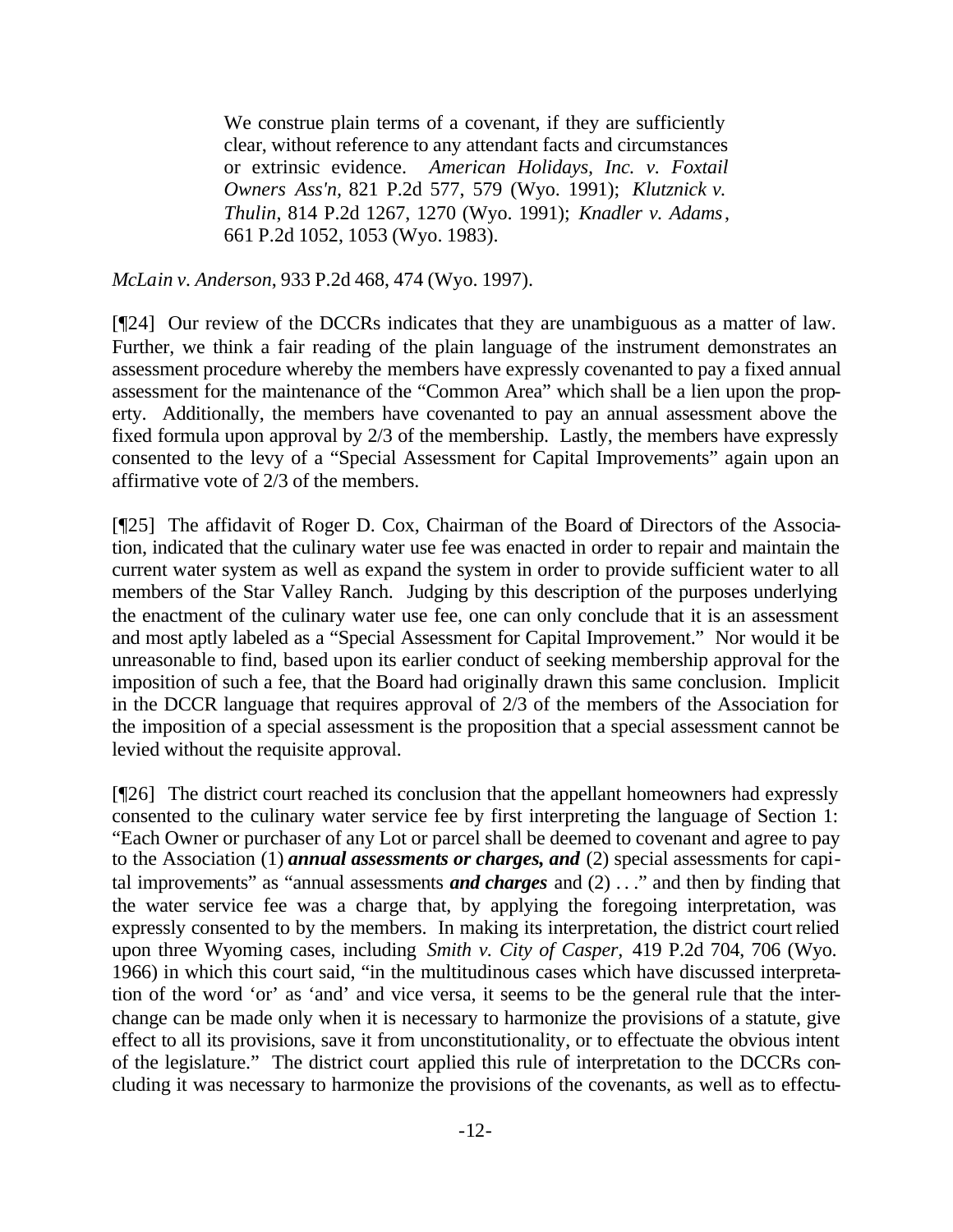> We construe plain terms of a covenant, if they are sufficiently clear, without reference to any attendant facts and circumstances or extrinsic evidence. *American Holidays, Inc. v. Foxtail Owners Ass'n*, 821 P.2d 577, 579 (Wyo. 1991); *Klutznick v. Thulin*, 814 P.2d 1267, 1270 (Wyo. 1991); *Knadler v. Adams*, 661 P.2d 1052, 1053 (Wyo. 1983).

*McLain v. Anderson*, 933 P.2d 468, 474 (Wyo. 1997).

[¶24] Our review of the DCCRs indicates that they are unambiguous as a matter of law. Further, we think a fair reading of the plain language of the instrument demonstrates an assessment procedure whereby the members have expressly covenanted to pay a fixed annual assessment for the maintenance of the "Common Area" which shall be a lien upon the property. Additionally, the members have covenanted to pay an annual assessment above the fixed formula upon approval by 2/3 of the membership. Lastly, the members have expressly consented to the levy of a "Special Assessment for Capital Improvements" again upon an affirmative vote of 2/3 of the members.

[¶25] The affidavit of Roger D. Cox, Chairman of the Board of Directors of the Association, indicated that the culinary water use fee was enacted in order to repair and maintain the current water system as well as expand the system in order to provide sufficient water to all members of the Star Valley Ranch. Judging by this description of the purposes underlying the enactment of the culinary water use fee, one can only conclude that it is an assessment and most aptly labeled as a "Special Assessment for Capital Improvement." Nor would it be unreasonable to find, based upon its earlier conduct of seeking membership approval for the imposition of such a fee, that the Board had originally drawn this same conclusion. Implicit in the DCCR language that requires approval of 2/3 of the members of the Association for the imposition of a special assessment is the proposition that a special assessment cannot be levied without the requisite approval.

[¶26] The district court reached its conclusion that the appellant homeowners had expressly consented to the culinary water service fee by first interpreting the language of Section 1: "Each Owner or purchaser of any Lot or parcel shall be deemed to covenant and agree to pay to the Association (1) ***annual assessments or charges, and*** (2) special assessments for capital improvements" as "annual assessments ***and charges*** and (2) . . ." and then by finding that the water service fee was a charge that, by applying the foregoing interpretation, was expressly consented to by the members. In making its interpretation, the district court relied upon three Wyoming cases, including *Smith v. City of Casper*, 419 P.2d 704, 706 (Wyo. 1966) in which this court said, "in the multitudinous cases which have discussed interpretation of the word 'or' as 'and' and vice versa, it seems to be the general rule that the interchange can be made only when it is necessary to harmonize the provisions of a statute, give effect to all its provisions, save it from unconstitutionality, or to effectuate the obvious intent of the legislature." The district court applied this rule of interpretation to the DCCRs concluding it was necessary to harmonize the provisions of the covenants, as well as to effectu-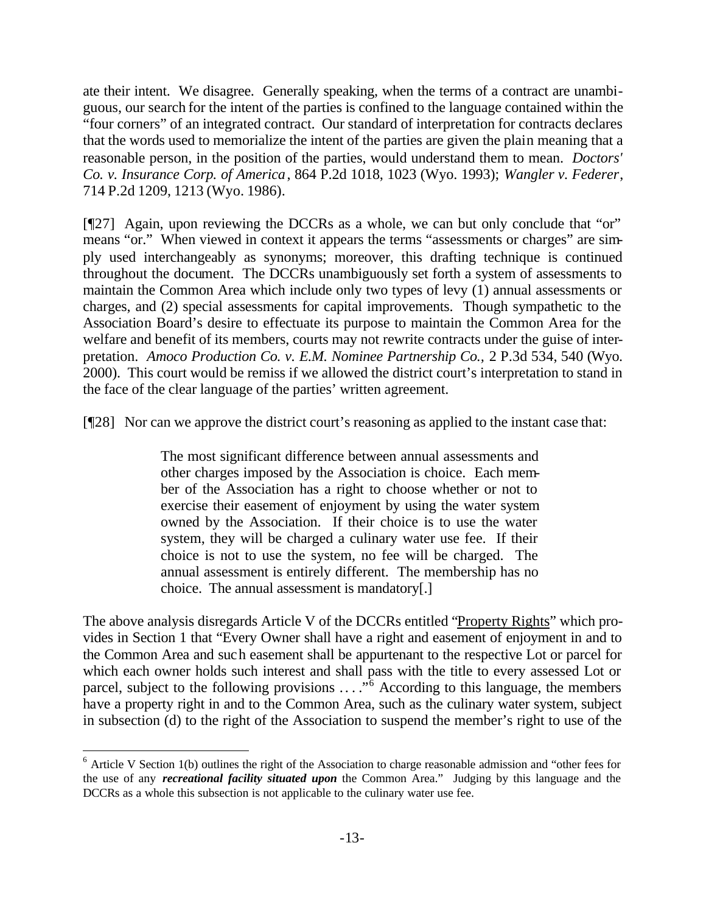ate their intent. We disagree. Generally speaking, when the terms of a contract are unambiguous, our search for the intent of the parties is confined to the language contained within the "four corners" of an integrated contract. Our standard of interpretation for contracts declares that the words used to memorialize the intent of the parties are given the plain meaning that a reasonable person, in the position of the parties, would understand them to mean. *Doctors' Co. v. Insurance Corp. of America*, 864 P.2d 1018, 1023 (Wyo. 1993); *Wangler v. Federer*, 714 P.2d 1209, 1213 (Wyo. 1986).

[¶27] Again, upon reviewing the DCCRs as a whole, we can but only conclude that "or" means "or." When viewed in context it appears the terms "assessments or charges" are simply used interchangeably as synonyms; moreover, this drafting technique is continued throughout the document. The DCCRs unambiguously set forth a system of assessments to maintain the Common Area which include only two types of levy (1) annual assessments or charges, and (2) special assessments for capital improvements. Though sympathetic to the Association Board's desire to effectuate its purpose to maintain the Common Area for the welfare and benefit of its members, courts may not rewrite contracts under the guise of interpretation. *Amoco Production Co. v. E.M. Nominee Partnership Co.,* 2 P.3d 534, 540 (Wyo. 2000). This court would be remiss if we allowed the district court's interpretation to stand in the face of the clear language of the parties' written agreement.

[¶28] Nor can we approve the district court's reasoning as applied to the instant case that:

> The most significant difference between annual assessments and other charges imposed by the Association is choice. Each member of the Association has a right to choose whether or not to exercise their easement of enjoyment by using the water system owned by the Association. If their choice is to use the water system, they will be charged a culinary water use fee. If their choice is not to use the system, no fee will be charged. The annual assessment is entirely different. The membership has no choice. The annual assessment is mandatory[.]

The above analysis disregards Article V of the DCCRs entitled "Property Rights" which provides in Section 1 that "Every Owner shall have a right and easement of enjoyment in and to the Common Area and such easement shall be appurtenant to the respective Lot or parcel for which each owner holds such interest and shall pass with the title to every assessed Lot or parcel, subject to the following provisions . . . ."[6] According to this language, the members have a property right in and to the Common Area, such as the culinary water system, subject in subsection (d) to the right of the Association to suspend the member's right to use of the

---

[6] Article V Section 1(b) outlines the right of the Association to charge reasonable admission and "other fees for the use of any ***recreational facility situated upon*** the Common Area." Judging by this language and the DCCRs as a whole this subsection is not applicable to the culinary water use fee.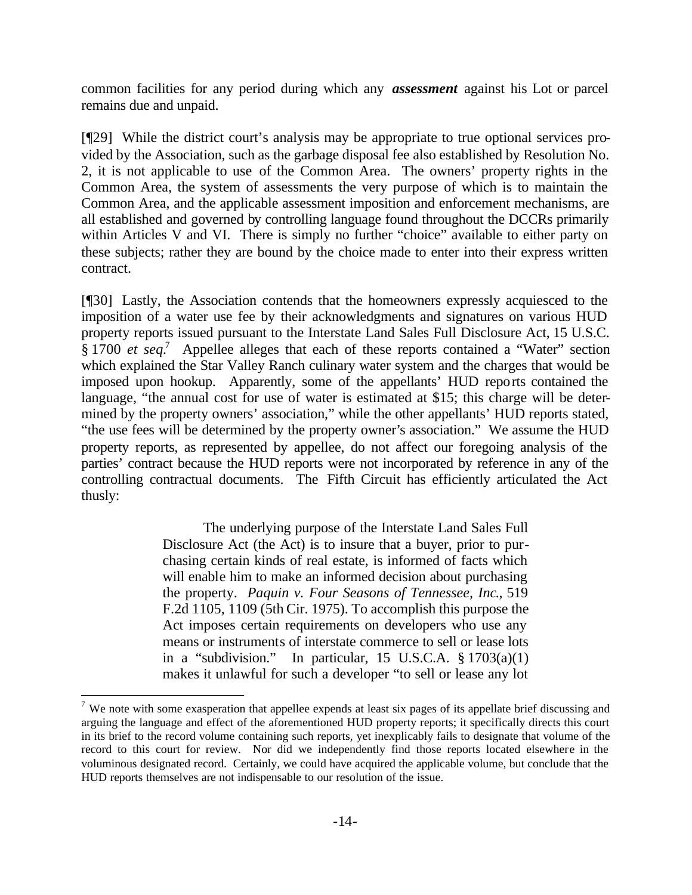common facilities for any period during which any ***assessment*** against his Lot or parcel remains due and unpaid.

[¶29] While the district court's analysis may be appropriate to true optional services provided by the Association, such as the garbage disposal fee also established by Resolution No. 2, it is not applicable to use of the Common Area. The owners' property rights in the Common Area, the system of assessments the very purpose of which is to maintain the Common Area, and the applicable assessment imposition and enforcement mechanisms, are all established and governed by controlling language found throughout the DCCRs primarily within Articles V and VI. There is simply no further "choice" available to either party on these subjects; rather they are bound by the choice made to enter into their express written contract.

[¶30] Lastly, the Association contends that the homeowners expressly acquiesced to the imposition of a water use fee by their acknowledgments and signatures on various HUD property reports issued pursuant to the Interstate Land Sales Full Disclosure Act, 15 U.S.C. § 1700 *et seq*.[7] Appellee alleges that each of these reports contained a "Water" section which explained the Star Valley Ranch culinary water system and the charges that would be imposed upon hookup. Apparently, some of the appellants' HUD reports contained the language, "the annual cost for use of water is estimated at $15; this charge will be determined by the property owners' association," while the other appellants' HUD reports stated, "the use fees will be determined by the property owner's association." We assume the HUD property reports, as represented by appellee, do not affect our foregoing analysis of the parties' contract because the HUD reports were not incorporated by reference in any of the controlling contractual documents. The Fifth Circuit has efficiently articulated the Act thusly:

> The underlying purpose of the Interstate Land Sales Full Disclosure Act (the Act) is to insure that a buyer, prior to purchasing certain kinds of real estate, is informed of facts which will enable him to make an informed decision about purchasing the property. *Paquin v. Four Seasons of Tennessee, Inc.*, 519 F.2d 1105, 1109 (5th Cir. 1975). To accomplish this purpose the Act imposes certain requirements on developers who use any means or instruments of interstate commerce to sell or lease lots in a "subdivision." In particular, 15 U.S.C.A. § 1703(a)(1) makes it unlawful for such a developer "to sell or lease any lot

[7] We note with some exasperation that appellee expends at least six pages of its appellate brief discussing and arguing the language and effect of the aforementioned HUD property reports; it specifically directs this court in its brief to the record volume containing such reports, yet inexplicably fails to designate that volume of the record to this court for review. Nor did we independently find those reports located elsewhere in the voluminous designated record. Certainly, we could have acquired the applicable volume, but conclude that the HUD reports themselves are not indispensable to our resolution of the issue.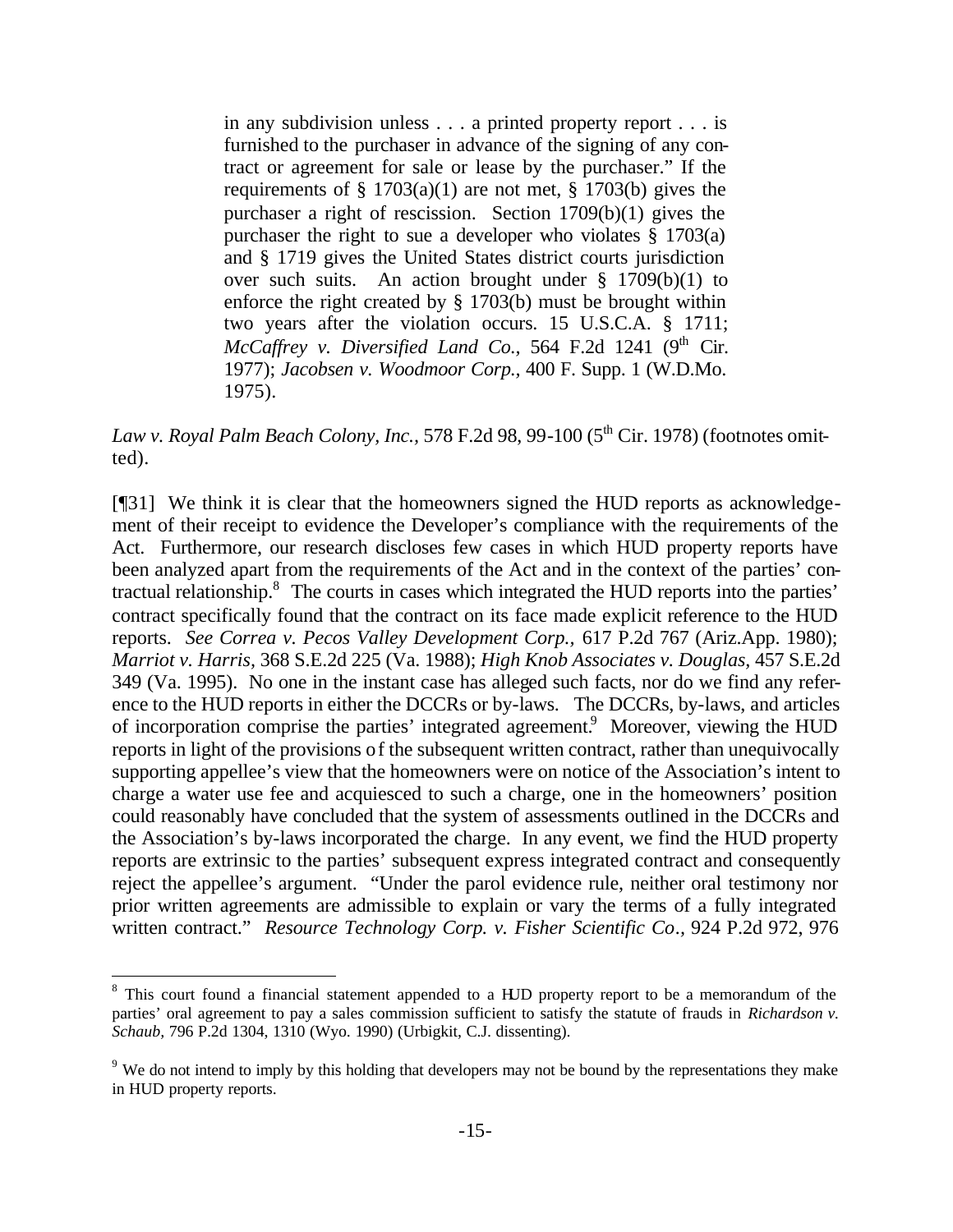> in any subdivision unless . . . a printed property report . . . is furnished to the purchaser in advance of the signing of any contract or agreement for sale or lease by the purchaser." If the requirements of § 1703(a)(1) are not met, § 1703(b) gives the purchaser a right of rescission. Section 1709(b)(1) gives the purchaser the right to sue a developer who violates § 1703(a) and § 1719 gives the United States district courts jurisdiction over such suits. An action brought under § 1709(b)(1) to enforce the right created by § 1703(b) must be brought within two years after the violation occurs. 15 U.S.C.A. § 1711; *McCaffrey v. Diversified Land Co.,* 564 F.2d 1241 (9th Cir. 1977); *Jacobsen v. Woodmoor Corp.,* 400 F. Supp. 1 (W.D.Mo. 1975).

*Law v. Royal Palm Beach Colony, Inc.,* 578 F.2d 98, 99-100 (5th Cir. 1978) (footnotes omitted).

[¶31] We think it is clear that the homeowners signed the HUD reports as acknowledgement of their receipt to evidence the Developer's compliance with the requirements of the Act. Furthermore, our research discloses few cases in which HUD property reports have been analyzed apart from the requirements of the Act and in the context of the parties' contractual relationship.[8] The courts in cases which integrated the HUD reports into the parties' contract specifically found that the contract on its face made explicit reference to the HUD reports. *See Correa v. Pecos Valley Development Corp.,* 617 P.2d 767 (Ariz.App. 1980); *Marriot v. Harris,* 368 S.E.2d 225 (Va. 1988); *High Knob Associates v. Douglas,* 457 S.E.2d 349 (Va. 1995). No one in the instant case has alleged such facts, nor do we find any reference to the HUD reports in either the DCCRs or by-laws. The DCCRs, by-laws, and articles of incorporation comprise the parties' integrated agreement.[9] Moreover, viewing the HUD reports in light of the provisions of the subsequent written contract, rather than unequivocally supporting appellee's view that the homeowners were on notice of the Association's intent to charge a water use fee and acquiesced to such a charge, one in the homeowners' position could reasonably have concluded that the system of assessments outlined in the DCCRs and the Association's by-laws incorporated the charge. In any event, we find the HUD property reports are extrinsic to the parties' subsequent express integrated contract and consequently reject the appellee's argument. "Under the parol evidence rule, neither oral testimony nor prior written agreements are admissible to explain or vary the terms of a fully integrated written contract." *Resource Technology Corp. v. Fisher Scientific Co*., 924 P.2d 972, 976

---

[8] This court found a financial statement appended to a HUD property report to be a memorandum of the parties' oral agreement to pay a sales commission sufficient to satisfy the statute of frauds in *Richardson v. Schaub,* 796 P.2d 1304, 1310 (Wyo. 1990) (Urbigkit, C.J. dissenting).

[9] We do not intend to imply by this holding that developers may not be bound by the representations they make in HUD property reports.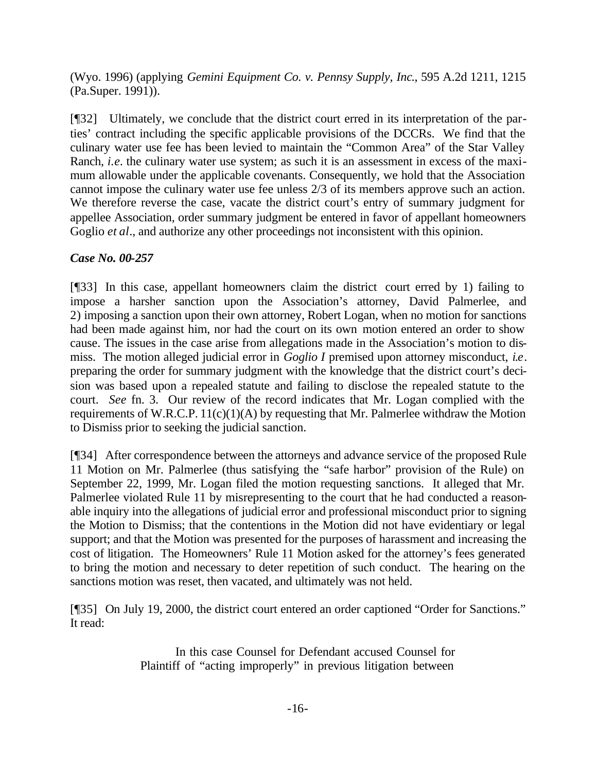(Wyo. 1996) (applying *Gemini Equipment Co. v. Pennsy Supply, Inc.*, 595 A.2d 1211, 1215 (Pa.Super. 1991)).

[¶32] Ultimately, we conclude that the district court erred in its interpretation of the parties' contract including the specific applicable provisions of the DCCRs. We find that the culinary water use fee has been levied to maintain the "Common Area" of the Star Valley Ranch, *i.e.* the culinary water use system; as such it is an assessment in excess of the maximum allowable under the applicable covenants. Consequently, we hold that the Association cannot impose the culinary water use fee unless 2/3 of its members approve such an action. We therefore reverse the case, vacate the district court's entry of summary judgment for appellee Association, order summary judgment be entered in favor of appellant homeowners Goglio *et al*., and authorize any other proceedings not inconsistent with this opinion.

### *Case No. 00-257*

[¶33] In this case, appellant homeowners claim the district court erred by 1) failing to impose a harsher sanction upon the Association's attorney, David Palmerlee, and 2) imposing a sanction upon their own attorney, Robert Logan, when no motion for sanctions had been made against him, nor had the court on its own motion entered an order to show cause. The issues in the case arise from allegations made in the Association's motion to dismiss. The motion alleged judicial error in *Goglio I* premised upon attorney misconduct, *i.e.* preparing the order for summary judgment with the knowledge that the district court's decision was based upon a repealed statute and failing to disclose the repealed statute to the court. *See* fn. 3. Our review of the record indicates that Mr. Logan complied with the requirements of W.R.C.P. 11(c)(1)(A) by requesting that Mr. Palmerlee withdraw the Motion to Dismiss prior to seeking the judicial sanction.

[¶34] After correspondence between the attorneys and advance service of the proposed Rule 11 Motion on Mr. Palmerlee (thus satisfying the "safe harbor" provision of the Rule) on September 22, 1999, Mr. Logan filed the motion requesting sanctions. It alleged that Mr. Palmerlee violated Rule 11 by misrepresenting to the court that he had conducted a reasonable inquiry into the allegations of judicial error and professional misconduct prior to signing the Motion to Dismiss; that the contentions in the Motion did not have evidentiary or legal support; and that the Motion was presented for the purposes of harassment and increasing the cost of litigation. The Homeowners' Rule 11 Motion asked for the attorney's fees generated to bring the motion and necessary to deter repetition of such conduct. The hearing on the sanctions motion was reset, then vacated, and ultimately was not held.

[¶35] On July 19, 2000, the district court entered an order captioned "Order for Sanctions." It read:

> In this case Counsel for Defendant accused Counsel for Plaintiff of "acting improperly" in previous litigation between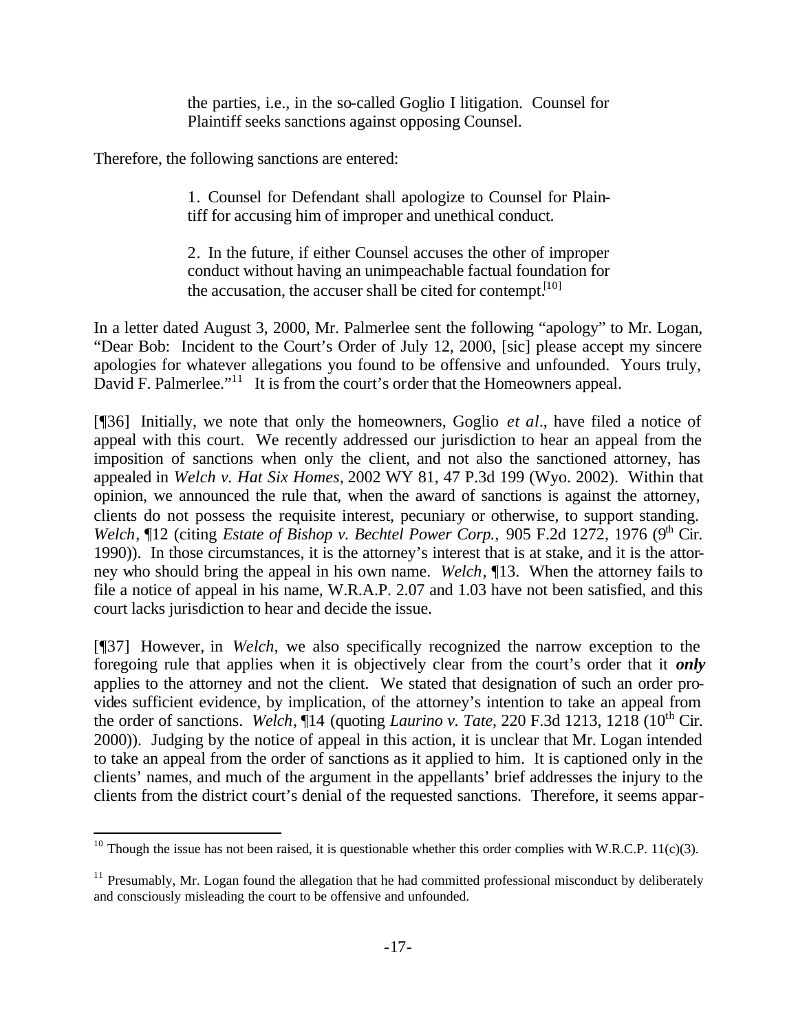> the parties, i.e., in the so-called Goglio I litigation. Counsel for Plaintiff seeks sanctions against opposing Counsel.

Therefore, the following sanctions are entered:

> 1. Counsel for Defendant shall apologize to Counsel for Plaintiff for accusing him of improper and unethical conduct.
>
> 2. In the future, if either Counsel accuses the other of improper conduct without having an unimpeachable factual foundation for the accusation, the accuser shall be cited for contempt.[10]

In a letter dated August 3, 2000, Mr. Palmerlee sent the following "apology" to Mr. Logan, "Dear Bob: Incident to the Court's Order of July 12, 2000, [sic] please accept my sincere apologies for whatever allegations you found to be offensive and unfounded. Yours truly, David F. Palmerlee."[11] It is from the court's order that the Homeowners appeal.

[¶36] Initially, we note that only the homeowners, Goglio *et al*., have filed a notice of appeal with this court. We recently addressed our jurisdiction to hear an appeal from the imposition of sanctions when only the client, and not also the sanctioned attorney, has appealed in *Welch v. Hat Six Homes,* 2002 WY 81, 47 P.3d 199 (Wyo. 2002). Within that opinion, we announced the rule that, when the award of sanctions is against the attorney, clients do not possess the requisite interest, pecuniary or otherwise, to support standing. *Welch*, ¶12 (citing *Estate of Bishop v. Bechtel Power Corp.,* 905 F.2d 1272, 1976 (9th Cir. 1990)). In those circumstances, it is the attorney's interest that is at stake, and it is the attorney who should bring the appeal in his own name. *Welch*, ¶13. When the attorney fails to file a notice of appeal in his name, W.R.A.P. 2.07 and 1.03 have not been satisfied, and this court lacks jurisdiction to hear and decide the issue.

[¶37] However, in *Welch*, we also specifically recognized the narrow exception to the foregoing rule that applies when it is objectively clear from the court's order that it ***only*** applies to the attorney and not the client. We stated that designation of such an order provides sufficient evidence, by implication, of the attorney's intention to take an appeal from the order of sanctions. *Welch*, ¶14 (quoting *Laurino v. Tate,* 220 F.3d 1213, 1218 (10th Cir. 2000)). Judging by the notice of appeal in this action, it is unclear that Mr. Logan intended to take an appeal from the order of sanctions as it applied to him. It is captioned only in the clients' names, and much of the argument in the appellants' brief addresses the injury to the clients from the district court's denial of the requested sanctions. Therefore, it seems appar-

---

[10] Though the issue has not been raised, it is questionable whether this order complies with W.R.C.P. 11(c)(3).

[11] Presumably, Mr. Logan found the allegation that he had committed professional misconduct by deliberately and consciously misleading the court to be offensive and unfounded.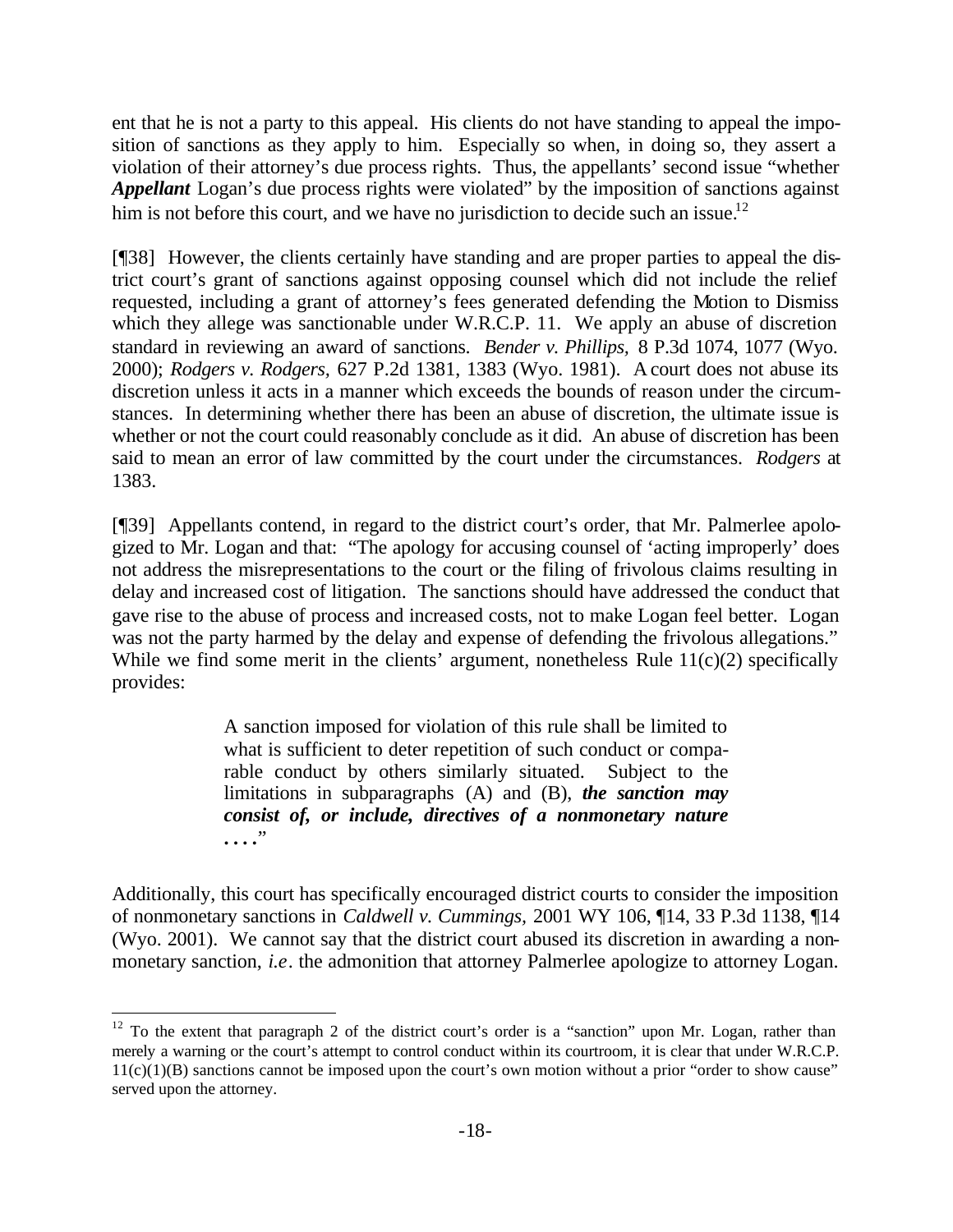ent that he is not a party to this appeal. His clients do not have standing to appeal the imposition of sanctions as they apply to him. Especially so when, in doing so, they assert a violation of their attorney's due process rights. Thus, the appellants' second issue "whether ***Appellant*** Logan's due process rights were violated" by the imposition of sanctions against him is not before this court, and we have no jurisdiction to decide such an issue.[12]

[¶38] However, the clients certainly have standing and are proper parties to appeal the district court's grant of sanctions against opposing counsel which did not include the relief requested, including a grant of attorney's fees generated defending the Motion to Dismiss which they allege was sanctionable under W.R.C.P. 11. We apply an abuse of discretion standard in reviewing an award of sanctions. *Bender v. Phillips,* 8 P.3d 1074, 1077 (Wyo. 2000); *Rodgers v. Rodgers,* 627 P.2d 1381, 1383 (Wyo. 1981). A court does not abuse its discretion unless it acts in a manner which exceeds the bounds of reason under the circumstances. In determining whether there has been an abuse of discretion, the ultimate issue is whether or not the court could reasonably conclude as it did. An abuse of discretion has been said to mean an error of law committed by the court under the circumstances. *Rodgers* at 1383.

[¶39] Appellants contend, in regard to the district court's order, that Mr. Palmerlee apologized to Mr. Logan and that: "The apology for accusing counsel of 'acting improperly' does not address the misrepresentations to the court or the filing of frivolous claims resulting in delay and increased cost of litigation. The sanctions should have addressed the conduct that gave rise to the abuse of process and increased costs, not to make Logan feel better. Logan was not the party harmed by the delay and expense of defending the frivolous allegations." While we find some merit in the clients' argument, nonetheless Rule 11(c)(2) specifically provides:

> A sanction imposed for violation of this rule shall be limited to what is sufficient to deter repetition of such conduct or comparable conduct by others similarly situated. Subject to the limitations in subparagraphs (A) and (B), ***the sanction may consist of, or include, directives of a nonmonetary nature . . . .***"

Additionally, this court has specifically encouraged district courts to consider the imposition of nonmonetary sanctions in *Caldwell v. Cummings,* 2001 WY 106, ¶14, 33 P.3d 1138, ¶14 (Wyo. 2001). We cannot say that the district court abused its discretion in awarding a nonmonetary sanction, *i.e*. the admonition that attorney Palmerlee apologize to attorney Logan.

---

[12] To the extent that paragraph 2 of the district court's order is a "sanction" upon Mr. Logan, rather than merely a warning or the court's attempt to control conduct within its courtroom, it is clear that under W.R.C.P. 11(c)(1)(B) sanctions cannot be imposed upon the court's own motion without a prior "order to show cause" served upon the attorney.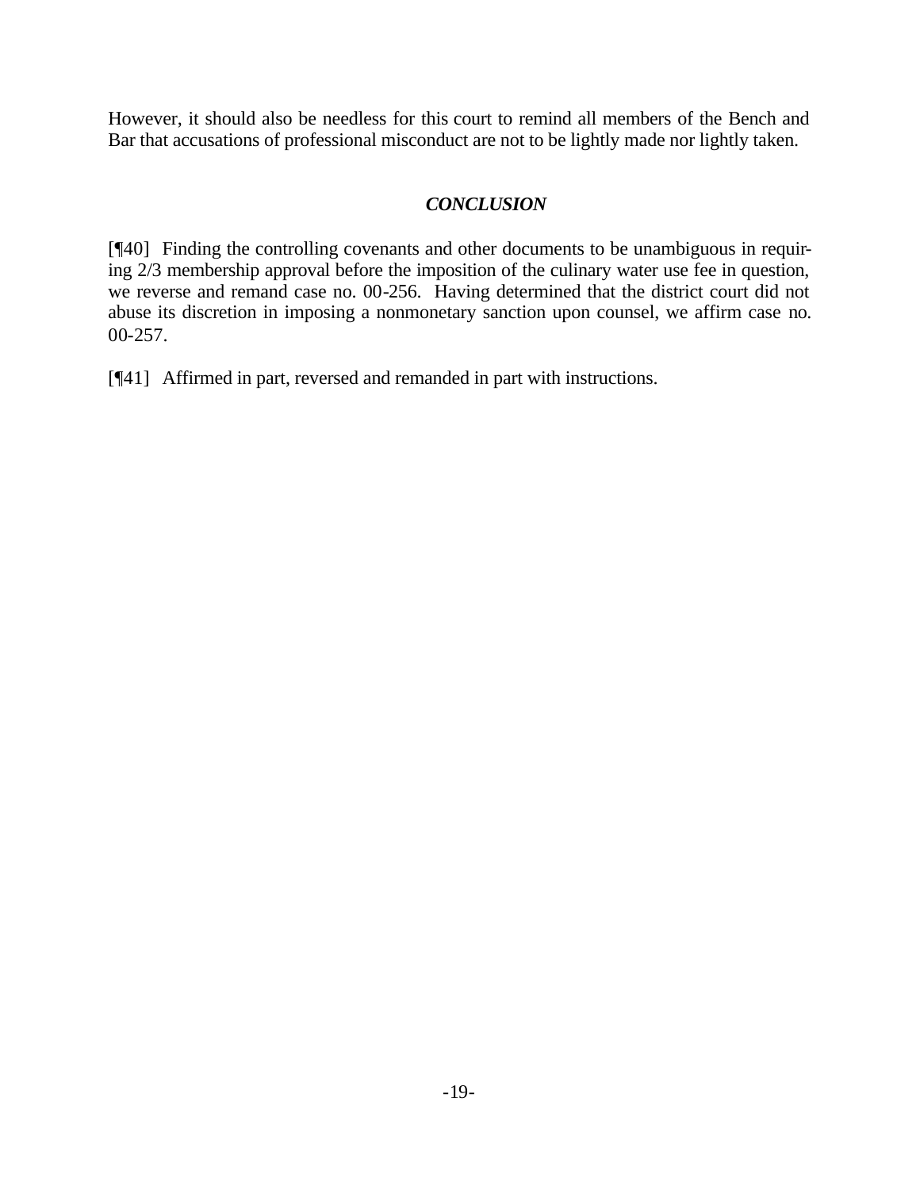However, it should also be needless for this court to remind all members of the Bench and Bar that accusations of professional misconduct are not to be lightly made nor lightly taken.

## ***CONCLUSION***

[¶40] Finding the controlling covenants and other documents to be unambiguous in requiring 2/3 membership approval before the imposition of the culinary water use fee in question, we reverse and remand case no. 00-256. Having determined that the district court did not abuse its discretion in imposing a nonmonetary sanction upon counsel, we affirm case no. 00-257.

[¶41] Affirmed in part, reversed and remanded in part with instructions.